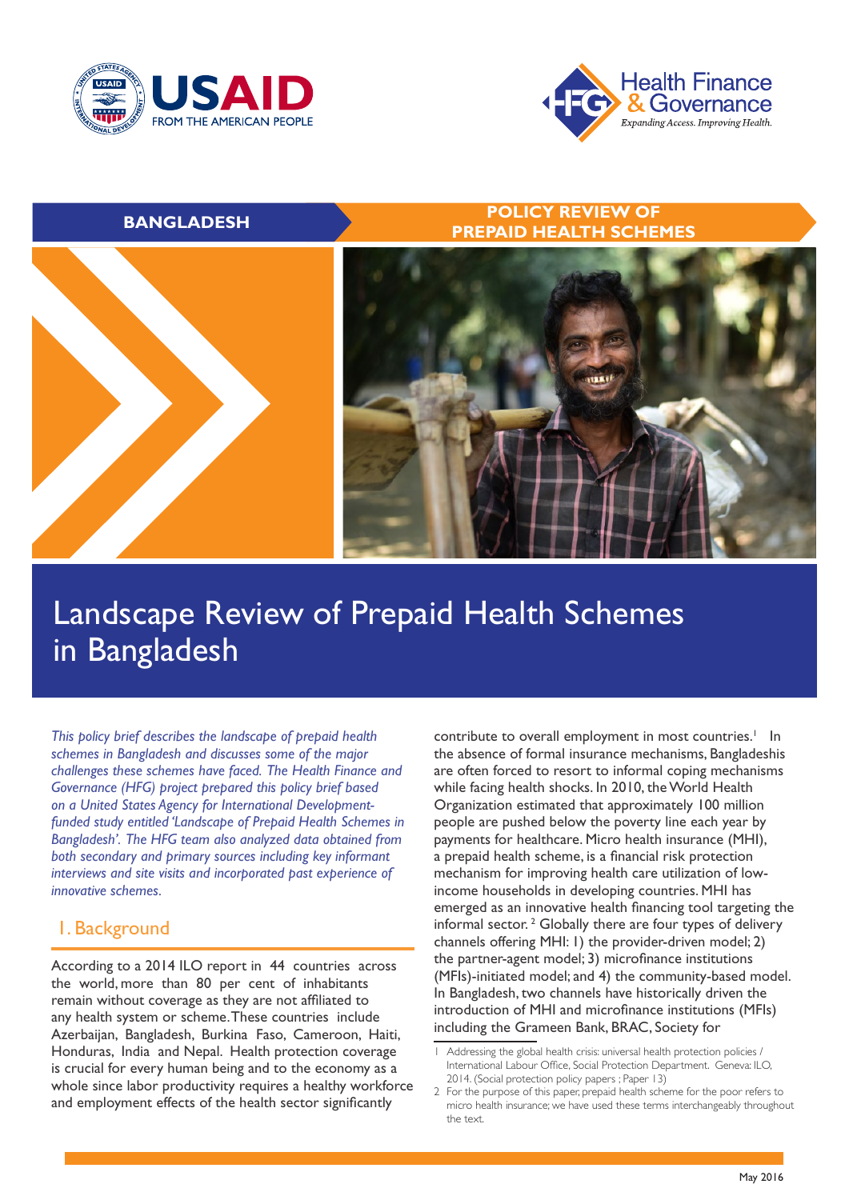BANGLADESH

POLICY REVIEW OF PREPAID HEALTH SCHEMES

# Landscape Review of Prepaid Health Schemes in Bangladesh

*This policy brief describes the landscape of prepaid health schemes in Bangladesh and discusses some of the major challenges these schemes have faced. The Health Finance and Governance (HFG) project prepared this policy brief based on a United States Agency for International Development-funded study entitled 'Landscape of Prepaid Health Schemes in Bangladesh'. The HFG team also analyzed data obtained from both secondary and primary sources including key informant interviews and site visits and incorporated past experience of innovative schemes.*

## 1. Background

According to a 2014 ILO report in 44 countries across the world, more than 80 per cent of inhabitants remain without coverage as they are not affiliated to any health system or scheme. These countries include Azerbaijan, Bangladesh, Burkina Faso, Cameroon, Haiti, Honduras, India and Nepal. Health protection coverage is crucial for every human being and to the economy as a whole since labor productivity requires a healthy workforce and employment effects of the health sector significantly contribute to overall employment in most countries.[1] In the absence of formal insurance mechanisms, Bangladeshis are often forced to resort to informal coping mechanisms while facing health shocks. In 2010, the World Health Organization estimated that approximately 100 million people are pushed below the poverty line each year by payments for healthcare. Micro health insurance (MHI), a prepaid health scheme, is a financial risk protection mechanism for improving health care utilization of low-income households in developing countries. MHI has emerged as an innovative health financing tool targeting the informal sector.[2] Globally there are four types of delivery channels offering MHI: 1) the provider-driven model; 2) the partner-agent model; 3) microfinance institutions (MFIs)-initiated model; and 4) the community-based model. In Bangladesh, two channels have historically driven the introduction of MHI and microfinance institutions (MFIs) including the Grameen Bank, BRAC, Society for

---

1 Addressing the global health crisis: universal health protection policies / International Labour Office, Social Protection Department. Geneva: ILO, 2014. (Social protection policy papers ; Paper 13)

2 For the purpose of this paper, prepaid health scheme for the poor refers to micro health insurance; we have used these terms interchangeably throughout the text.

May 2016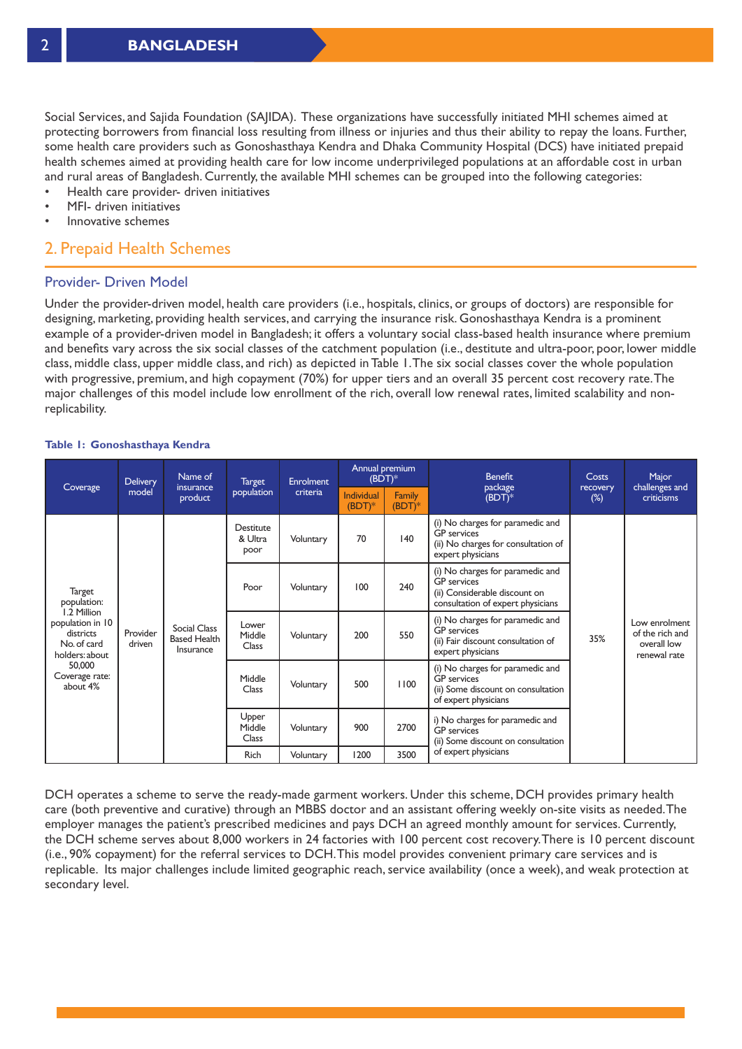Social Services, and Sajida Foundation (SAJIDA). These organizations have successfully initiated MHI schemes aimed at protecting borrowers from financial loss resulting from illness or injuries and thus their ability to repay the loans. Further, some health care providers such as Gonoshasthaya Kendra and Dhaka Community Hospital (DCS) have initiated prepaid health schemes aimed at providing health care for low income underprivileged populations at an affordable cost in urban and rural areas of Bangladesh. Currently, the available MHI schemes can be grouped into the following categories:

- Health care provider- driven initiatives
- MFI- driven initiatives
- Innovative schemes

## 2. Prepaid Health Schemes

### Provider- Driven Model

Under the provider-driven model, health care providers (i.e., hospitals, clinics, or groups of doctors) are responsible for designing, marketing, providing health services, and carrying the insurance risk. Gonoshasthaya Kendra is a prominent example of a provider-driven model in Bangladesh; it offers a voluntary social class-based health insurance where premium and benefits vary across the six social classes of the catchment population (i.e., destitute and ultra-poor, poor, lower middle class, middle class, upper middle class, and rich) as depicted in Table 1. The six social classes cover the whole population with progressive, premium, and high copayment (70%) for upper tiers and an overall 35 percent cost recovery rate. The major challenges of this model include low enrollment of the rich, overall low renewal rates, limited scalability and non-replicability.

**Table 1: Gonoshasthaya Kendra**

| Coverage | Delivery model | Name of insurance product | Target population | Enrolment criteria | Annual premium (BDT)* | | Benefit package (BDT)* | Costs recovery (%) | Major challenges and criticisms |
|---|---|---|---|---|---|---|---|---|---|
| | | | | | Individual (BDT)* | Family (BDT)* | | | |
| Target population: 1.2 Million population in 10 districts No. of card holders: about 50,000 Coverage rate: about 4% | Provider driven | Social Class Based Health Insurance | Destitute & Ultra poor | Voluntary | 70 | 140 | (i) No charges for paramedic and GP services (ii) No charges for consultation of expert physicians | 35% | Low enrolment of the rich and overall low renewal rate |
| | | | Poor | Voluntary | 100 | 240 | (i) No charges for paramedic and GP services (ii) Considerable discount on consultation of expert physicians | | |
| | | | Lower Middle Class | Voluntary | 200 | 550 | (i) No charges for paramedic and GP services (ii) Fair discount consultation of expert physicians | | |
| | | | Middle Class | Voluntary | 500 | 1100 | (i) No charges for paramedic and GP services (ii) Some discount on consultation of expert physicians | | |
| | | | Upper Middle Class | Voluntary | 900 | 2700 | i) No charges for paramedic and GP services (ii) Some discount on consultation of expert physicians | | |
| | | | Rich | Voluntary | 1200 | 3500 | | | |

DCH operates a scheme to serve the ready-made garment workers. Under this scheme, DCH provides primary health care (both preventive and curative) through an MBBS doctor and an assistant offering weekly on-site visits as needed. The employer manages the patient's prescribed medicines and pays DCH an agreed monthly amount for services. Currently, the DCH scheme serves about 8,000 workers in 24 factories with 100 percent cost recovery. There is 10 percent discount (i.e., 90% copayment) for the referral services to DCH. This model provides convenient primary care services and is replicable. Its major challenges include limited geographic reach, service availability (once a week), and weak protection at secondary level.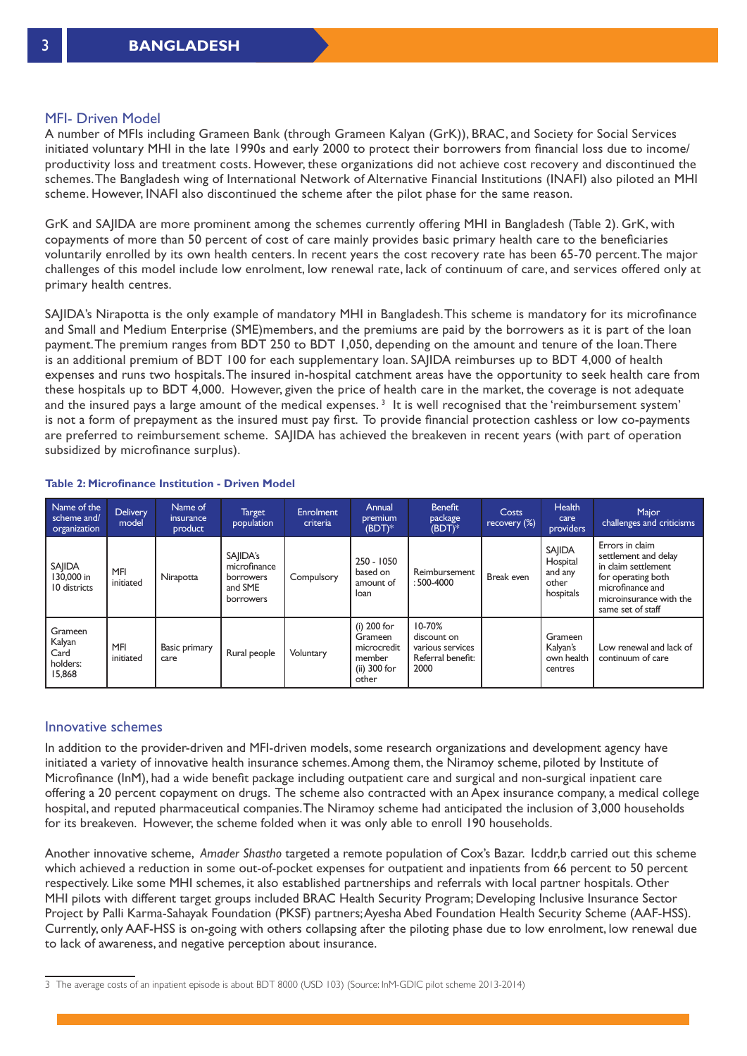## MFI- Driven Model

A number of MFIs including Grameen Bank (through Grameen Kalyan (GrK)), BRAC, and Society for Social Services initiated voluntary MHI in the late 1990s and early 2000 to protect their borrowers from financial loss due to income/ productivity loss and treatment costs. However, these organizations did not achieve cost recovery and discontinued the schemes. The Bangladesh wing of International Network of Alternative Financial Institutions (INAFI) also piloted an MHI scheme. However, INAFI also discontinued the scheme after the pilot phase for the same reason.

GrK and SAJIDA are more prominent among the schemes currently offering MHI in Bangladesh (Table 2). GrK, with copayments of more than 50 percent of cost of care mainly provides basic primary health care to the beneficiaries voluntarily enrolled by its own health centers. In recent years the cost recovery rate has been 65-70 percent. The major challenges of this model include low enrolment, low renewal rate, lack of continuum of care, and services offered only at primary health centres.

SAJIDA's Nirapotta is the only example of mandatory MHI in Bangladesh. This scheme is mandatory for its microfinance and Small and Medium Enterprise (SME)members, and the premiums are paid by the borrowers as it is part of the loan payment. The premium ranges from BDT 250 to BDT 1,050, depending on the amount and tenure of the loan. There is an additional premium of BDT 100 for each supplementary loan. SAJIDA reimburses up to BDT 4,000 of health expenses and runs two hospitals. The insured in-hospital catchment areas have the opportunity to seek health care from these hospitals up to BDT 4,000. However, given the price of health care in the market, the coverage is not adequate and the insured pays a large amount of the medical expenses. [3] It is well recognised that the 'reimbursement system' is not a form of prepayment as the insured must pay first. To provide financial protection cashless or low co-payments are preferred to reimbursement scheme. SAJIDA has achieved the breakeven in recent years (with part of operation subsidized by microfinance surplus).

**Table 2: Microfinance Institution - Driven Model**

| Name of the scheme and/ organization | Delivery model | Name of insurance product | Target population | Enrolment criteria | Annual premium (BDT)* | Benefit package (BDT)* | Costs recovery (%) | Health care providers | Major challenges and criticisms |
|---|---|---|---|---|---|---|---|---|---|
| SAJIDA 130,000 in 10 districts | MFI initiated | Nirapotta | SAJIDA's microfinance borrowers and SME borrowers | Compulsory | 250 - 1050 based on amount of loan | Reimbursement : 500-4000 | Break even | SAJIDA Hospital and any other hospitals | Errors in claim settlement and delay in claim settlement for operating both microfinance and microinsurance with the same set of staff |
| Grameen Kalyan Card holders: 15,868 | MFI initiated | Basic primary care | Rural people | Voluntary | (i) 200 for Grameen microcredit member (ii) 300 for other | 10-70% discount on various services Referral benefit: 2000 | | Grameen Kalyan's own health centres | Low renewal and lack of continuum of care |

## Innovative schemes

In addition to the provider-driven and MFI-driven models, some research organizations and development agency have initiated a variety of innovative health insurance schemes. Among them, the Niramoy scheme, piloted by Institute of Microfinance (InM), had a wide benefit package including outpatient care and surgical and non-surgical inpatient care offering a 20 percent copayment on drugs. The scheme also contracted with an Apex insurance company, a medical college hospital, and reputed pharmaceutical companies. The Niramoy scheme had anticipated the inclusion of 3,000 households for its breakeven. However, the scheme folded when it was only able to enroll 190 households.

Another innovative scheme, *Amader Shastho* targeted a remote population of Cox's Bazar. Icddr,b carried out this scheme which achieved a reduction in some out-of-pocket expenses for outpatient and inpatients from 66 percent to 50 percent respectively. Like some MHI schemes, it also established partnerships and referrals with local partner hospitals. Other MHI pilots with different target groups included BRAC Health Security Program; Developing Inclusive Insurance Sector Project by Palli Karma-Sahayak Foundation (PKSF) partners; Ayesha Abed Foundation Health Security Scheme (AAF-HSS). Currently, only AAF-HSS is on-going with others collapsing after the piloting phase due to low enrolment, low renewal due to lack of awareness, and negative perception about insurance.

---

3 The average costs of an inpatient episode is about BDT 8000 (USD 103) (Source: InM-GDIC pilot scheme 2013-2014)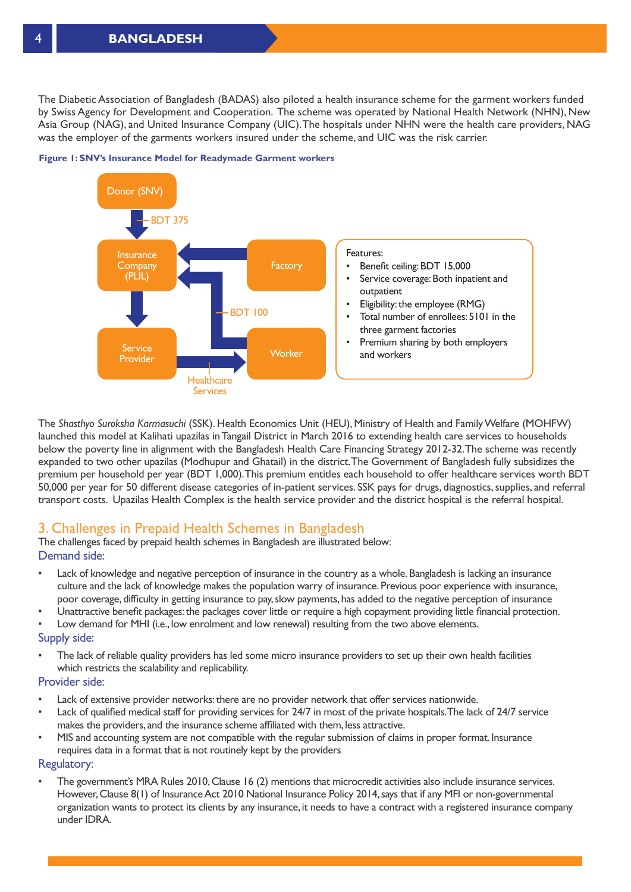The Diabetic Association of Bangladesh (BADAS) also piloted a health insurance scheme for the garment workers funded by Swiss Agency for Development and Cooperation. The scheme was operated by National Health Network (NHN), New Asia Group (NAG), and United Insurance Company (UIC). The hospitals under NHN were the health care providers, NAG was the employer of the garments workers insured under the scheme, and UIC was the risk carrier.

**Figure 1: SNV's Insurance Model for Readymade Garment workers**

Donor (SNV) → BDT 375 → Insurance Company (PLIL)

Factory → Insurance Company (PLIL)

Worker → BDT 100 → Insurance Company (PLIL)

Insurance Company (PLIL) → Service Provider

Service Provider → Healthcare Services → Worker

Features:

- Benefit ceiling: BDT 15,000
- Service coverage: Both inpatient and outpatient
- Eligibility: the employee (RMG)
- Total number of enrollees: 5101 in the three garment factories
- Premium sharing by both employers and workers

The *Shasthyo Suroksha Karmasuchi* (SSK). Health Economics Unit (HEU), Ministry of Health and Family Welfare (MOHFW) launched this model at Kalihati upazilas in Tangail District in March 2016 to extending health care services to households below the poverty line in alignment with the Bangladesh Health Care Financing Strategy 2012-32. The scheme was recently expanded to two other upazilas (Modhupur and Ghatail) in the district. The Government of Bangladesh fully subsidizes the premium per household per year (BDT 1,000). This premium entitles each household to offer healthcare services worth BDT 50,000 per year for 50 different disease categories of in-patient services. SSK pays for drugs, diagnostics, supplies, and referral transport costs. Upazilas Health Complex is the health service provider and the district hospital is the referral hospital.

## 3. Challenges in Prepaid Health Schemes in Bangladesh

The challenges faced by prepaid health schemes in Bangladesh are illustrated below:

### Demand side:

- Lack of knowledge and negative perception of insurance in the country as a whole. Bangladesh is lacking an insurance culture and the lack of knowledge makes the population warry of insurance. Previous poor experience with insurance, poor coverage, difficulty in getting insurance to pay, slow payments, has added to the negative perception of insurance
- Unattractive benefit packages: the packages cover little or require a high copayment providing little financial protection.
- Low demand for MHI (i.e., low enrolment and low renewal) resulting from the two above elements.

### Supply side:

- The lack of reliable quality providers has led some micro insurance providers to set up their own health facilities which restricts the scalability and replicability.

### Provider side:

- Lack of extensive provider networks: there are no provider network that offer services nationwide.
- Lack of qualified medical staff for providing services for 24/7 in most of the private hospitals. The lack of 24/7 service makes the providers, and the insurance scheme affiliated with them, less attractive.
- MIS and accounting system are not compatible with the regular submission of claims in proper format. Insurance requires data in a format that is not routinely kept by the providers

### Regulatory:

- The government's MRA Rules 2010, Clause 16 (2) mentions that microcredit activities also include insurance services. However, Clause 8(1) of Insurance Act 2010 National Insurance Policy 2014, says that if any MFI or non-governmental organization wants to protect its clients by any insurance, it needs to have a contract with a registered insurance company under IDRA.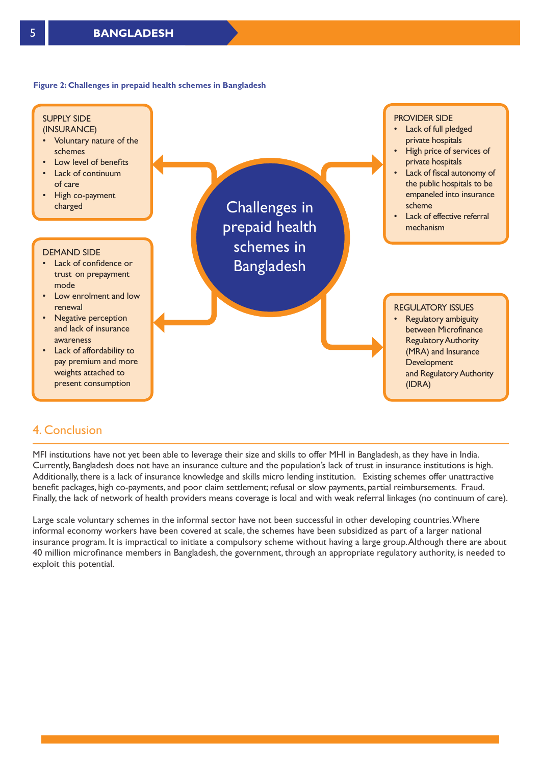**Figure 2: Challenges in prepaid health schemes in Bangladesh**

**Challenges in prepaid health schemes in Bangladesh**

SUPPLY SIDE (INSURANCE)
- Voluntary nature of the schemes
- Low level of benefits
- Lack of continuum of care
- High co-payment charged

DEMAND SIDE
- Lack of confidence or trust on prepayment mode
- Low enrolment and low renewal
- Negative perception and lack of insurance awareness
- Lack of affordability to pay premium and more weights attached to present consumption

PROVIDER SIDE
- Lack of full pledged private hospitals
- High price of services of private hospitals
- Lack of fiscal autonomy of the public hospitals to be empaneled into insurance scheme
- Lack of effective referral mechanism

REGULATORY ISSUES
- Regulatory ambiguity between Microfinance Regulatory Authority (MRA) and Insurance Development and Regulatory Authority (IDRA)

## 4. Conclusion

MFI institutions have not yet been able to leverage their size and skills to offer MHI in Bangladesh, as they have in India. Currently, Bangladesh does not have an insurance culture and the population's lack of trust in insurance institutions is high. Additionally, there is a lack of insurance knowledge and skills micro lending institution. Existing schemes offer unattractive benefit packages, high co-payments, and poor claim settlement; refusal or slow payments, partial reimbursements. Fraud. Finally, the lack of network of health providers means coverage is local and with weak referral linkages (no continuum of care).

Large scale voluntary schemes in the informal sector have not been successful in other developing countries. Where informal economy workers have been covered at scale, the schemes have been subsidized as part of a larger national insurance program. It is impractical to initiate a compulsory scheme without having a large group. Although there are about 40 million microfinance members in Bangladesh, the government, through an appropriate regulatory authority, is needed to exploit this potential.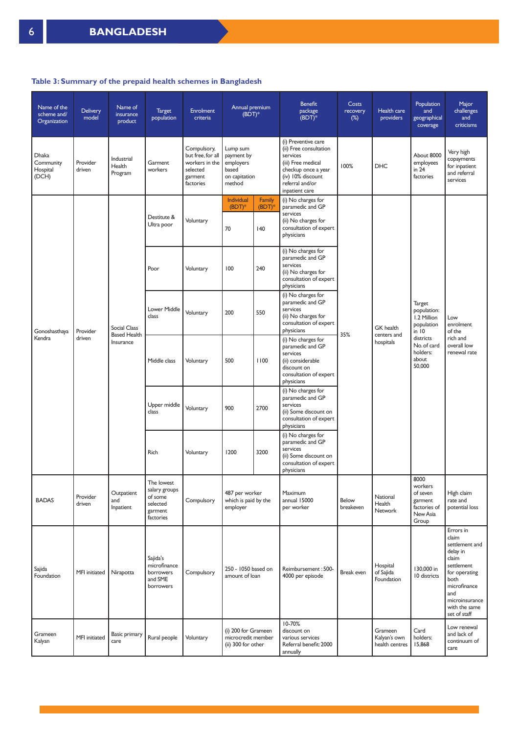### Table 3: Summary of the prepaid health schemes in Bangladesh

| Name of the scheme and/ Organization | Delivery model | Name of insurance product | Target population | Enrolment criteria | Annual premium (BDT)* | | Benefit package (BDT)* | Costs recovery (%) | Health care providers | Population and geographical coverage | Major challenges and criticisms |
|---|---|---|---|---|---|---|---|---|---|---|---|
| Dhaka Community Hospital (DCH) | Provider driven | Industrial Health Program | Garment workers | Compulsory, but free, for all workers in the selected garment factories | Lump sum payment by employers based on capitation method | | (i) Preventive care (ii) Free consultation services (iii) Free medical checkup once a year (iv) 10% discount referral and/or inpatient care | 100% | DHC | About 8000 employees in 24 factories | Very high copayments for inpatient and referral services |
| Gonoshasthaya Kendra | Provider driven | Social Class Based Health Insurance | | | Individual (BDT)* | Family (BDT)* | | 35% | GK health centers and hospitals | Target population: 1.2 Million population in 10 districts No. of card holders: about 50,000 | Low enrolment of the rich and overall low renewal rate |
| | | | Destitute & Ultra poor | Voluntary | 70 | 140 | (i) No charges for paramedic and GP services (ii) No charges for consultation of expert physicians | | | | |
| | | | Poor | Voluntary | 100 | 240 | (i) No charges for paramedic and GP services (ii) No charges for consultation of expert physicians | | | | |
| | | | Lower Middle class | Voluntary | 200 | 550 | (i) No charges for paramedic and GP services (ii) No charges for consultation of expert physicians | | | | |
| | | | Middle class | Voluntary | 500 | 1100 | (i) No charges for paramedic and GP services (ii) considerable discount on consultation of expert physicians | | | | |
| | | | Upper middle class | Voluntary | 900 | 2700 | (i) No charges for paramedic and GP services (ii) Some discount on consultation of expert physicians | | | | |
| | | | Rich | Voluntary | 1200 | 3200 | (i) No charges for paramedic and GP services (ii) Some discount on consultation of expert physicians | | | | |
| BADAS | Provider driven | Outpatient and Inpatient | The lowest salary groups of some selected garment factories | Compulsory | 487 per worker which is paid by the employer | | Maximum annual 15000 per worker | Below breakeven | National Health Network | 8000 workers of seven garment factories of New Asia Group | High claim rate and potential loss |
| Sajida Foundation | MFI initiated | Nirapotta | Sajida's microfinance borrowers and SME borrowers | Compulsory | 250 - 1050 based on amount of loan | | Reimbursement : 500-4000 per episode | Break even | Hospital of Sajida Foundation | 130,000 in 10 districts | Errors in claim settlement and delay in claim settlement for operating both microfinance and microinsurance with the same set of staff |
| Grameen Kalyan | MFI initiated | Basic primary care | Rural people | Voluntary | (i) 200 for Grameen microcredit member (ii) 300 for other | | 10-70% discount on various services Referral benefit: 2000 annually | | Grameen Kalyan's own health centres | Card holders: 15,868 | Low renewal and lack of continuum of care |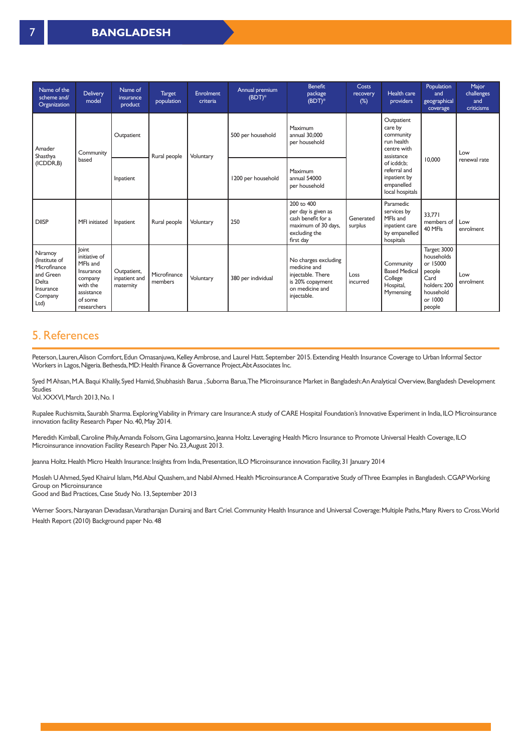| Name of the scheme and/ Organization | Delivery model | Name of insurance product | Target population | Enrolment criteria | Annual premium (BDT)* | Benefit package (BDT)* | Costs recovery (%) | Health care providers | Population and geographical coverage | Major challenges and criticisms |
|---|---|---|---|---|---|---|---|---|---|---|
| Amader Shasthya (ICDDR,B) | Community based | Outpatient | Rural people | Voluntary | 500 per household | Maximum annual 30,000 per household | | Outpatient care by community run health centre with assistance of icddr,b; referral and inpatient by empanelled local hospitals | 10,000 | Low renewal rate |
| | | Inpatient | | | 1200 per household | Maximum annual 54000 per household | | | | |
| DIISP | MFI initiated | Inpatient | Rural people | Voluntary | 250 | 200 to 400 per day is given as cash benefit for a maximum of 30 days, excluding the first day | Generated surplus | Paramedic services by MFIs and inpatient care by empanelled hospitals | 33,771 members of 40 MFIs | Low enrolment |
| Niramoy (Institute of Microfinance and Green Delta Insurance Company Ltd) | Joint initiative of MFIs and Insurance company with the assistance of some researchers | Outpatient, inpatient and maternity | Microfinance members | Voluntary | 380 per individual | No charges excluding medicine and injectable. There is 20% copayment on medicine and injectable. | Loss incurred | Community Based Medical College Hospital, Mymensing | Target: 3000 households or 15000 people Card holders: 200 household or 1000 people | Low enrolment |

## 5. References

Peterson, Lauren, Alison Comfort, Edun Omasanjuwa, Kelley Ambrose, and Laurel Hatt. September 2015. Extending Health Insurance Coverage to Urban Informal Sector Workers in Lagos, Nigeria. Bethesda, MD: Health Finance & Governance Project, Abt Associates Inc.

Syed M Ahsan, M.A. Baqui Khalily, Syed Hamid, Shubhasish Barua , Suborna Barua, The Microinsurance Market in Bangladesh: An Analytical Overview, Bangladesh Development Studies
Vol. XXXVI, March 2013, No. 1

Rupalee Ruchismita, Saurabh Sharma. Exploring Viability in Primary care Insurance: A study of CARE Hospital Foundation's Innovative Experiment in India, ILO Microinsurance innovation facility Research Paper No. 40, May 2014.

Meredith Kimball, Caroline Phily, Amanda Folsom, Gina Lagomarsino, Jeanna Holtz. Leveraging Health Micro Insurance to Promote Universal Health Coverage, ILO Microinsurance innovation Facility Research Paper No. 23, August 2013.

Jeanna Holtz. Health Micro Health Insurance: Insights from India, Presentation, ILO Microinsurance innovation Facility, 31 January 2014

Mosleh U Ahmed, Syed Khairul Islam, Md. Abul Quashem, and Nabil Ahmed. Health Microinsurance A Comparative Study of Three Examples in Bangladesh. CGAP Working Group on Microinsurance
Good and Bad Practices, Case Study No. 13, September 2013

Werner Soors, Narayanan Devadasan, Varatharajan Durairaj and Bart Criel. Community Health Insurance and Universal Coverage: Multiple Paths, Many Rivers to Cross. World Health Report (2010) Background paper No. 48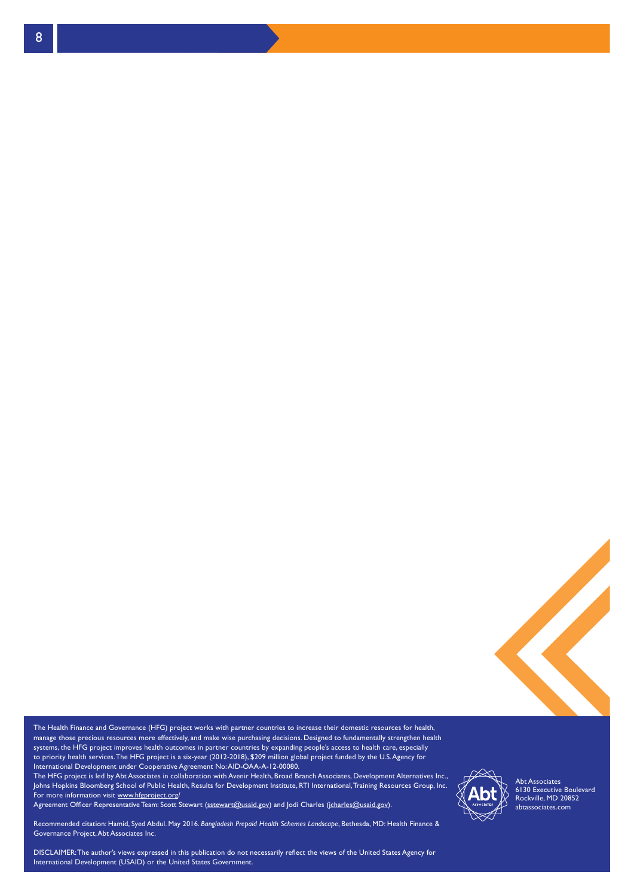The Health Finance and Governance (HFG) project works with partner countries to increase their domestic resources for health, manage those precious resources more effectively, and make wise purchasing decisions. Designed to fundamentally strengthen health systems, the HFG project improves health outcomes in partner countries by expanding people's access to health care, especially to priority health services. The HFG project is a six-year (2012-2018), $209 million global project funded by the U.S. Agency for International Development under Cooperative Agreement No: AID-OAA-A-12-00080.

The HFG project is led by Abt Associates in collaboration with Avenir Health, Broad Branch Associates, Development Alternatives Inc., Johns Hopkins Bloomberg School of Public Health, Results for Development Institute, RTI International, Training Resources Group, Inc. For more information visit www.hfgproject.org/

Agreement Officer Representative Team: Scott Stewart (sstewart@usaid.gov) and Jodi Charles (jcharles@usaid.gov).

Recommended citation: Hamid, Syed Abdul. May 2016. *Bangladesh Prepaid Health Schemes Landscape*, Bethesda, MD: Health Finance & Governance Project, Abt Associates Inc.

DISCLAIMER: The author's views expressed in this publication do not necessarily reflect the views of the United States Agency for International Development (USAID) or the United States Government.

Abt Associates
6130 Executive Boulevard
Rockville, MD 20852
abtassociates.com